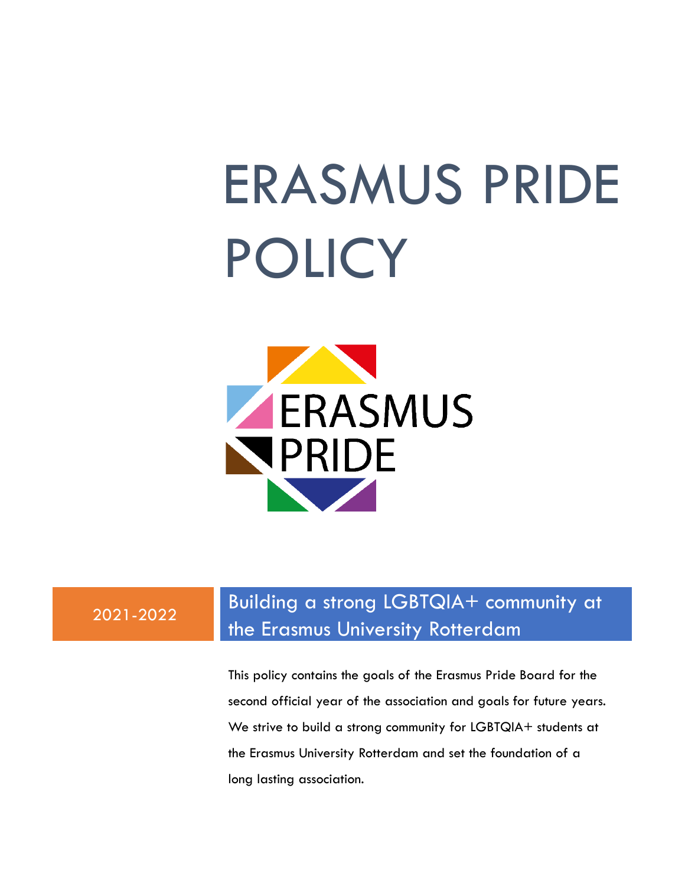# ERASMUS PRIDE POLICY

ERASMUS PRIDE

2021-2022

## Building a strong LGBTQIA+ community at the Erasmus University Rotterdam

This policy contains the goals of the Erasmus Pride Board for the second official year of the association and goals for future years. We strive to build a strong community for LGBTQIA+ students at the Erasmus University Rotterdam and set the foundation of a long lasting association.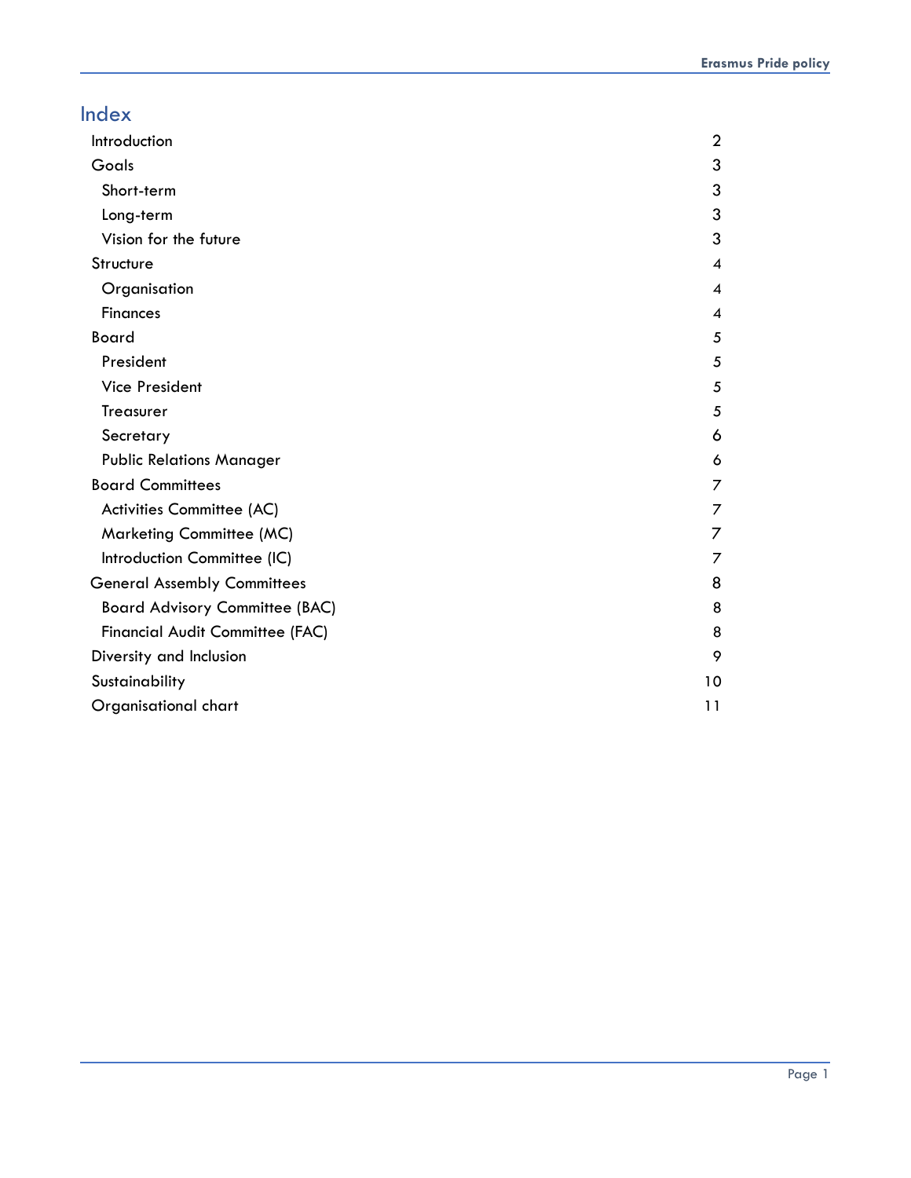# Index

| | |
|---|---|
| Introduction | 2 |
| Goals | 3 |
| Short-term | 3 |
| Long-term | 3 |
| Vision for the future | 3 |
| Structure | 4 |
| Organisation | 4 |
| Finances | 4 |
| Board | 5 |
| President | 5 |
| Vice President | 5 |
| Treasurer | 5 |
| Secretary | 6 |
| Public Relations Manager | 6 |
| Board Committees | 7 |
| Activities Committee (AC) | 7 |
| Marketing Committee (MC) | 7 |
| Introduction Committee (IC) | 7 |
| General Assembly Committees | 8 |
| Board Advisory Committee (BAC) | 8 |
| Financial Audit Committee (FAC) | 8 |
| Diversity and Inclusion | 9 |
| Sustainability | 10 |
| Organisational chart | 11 |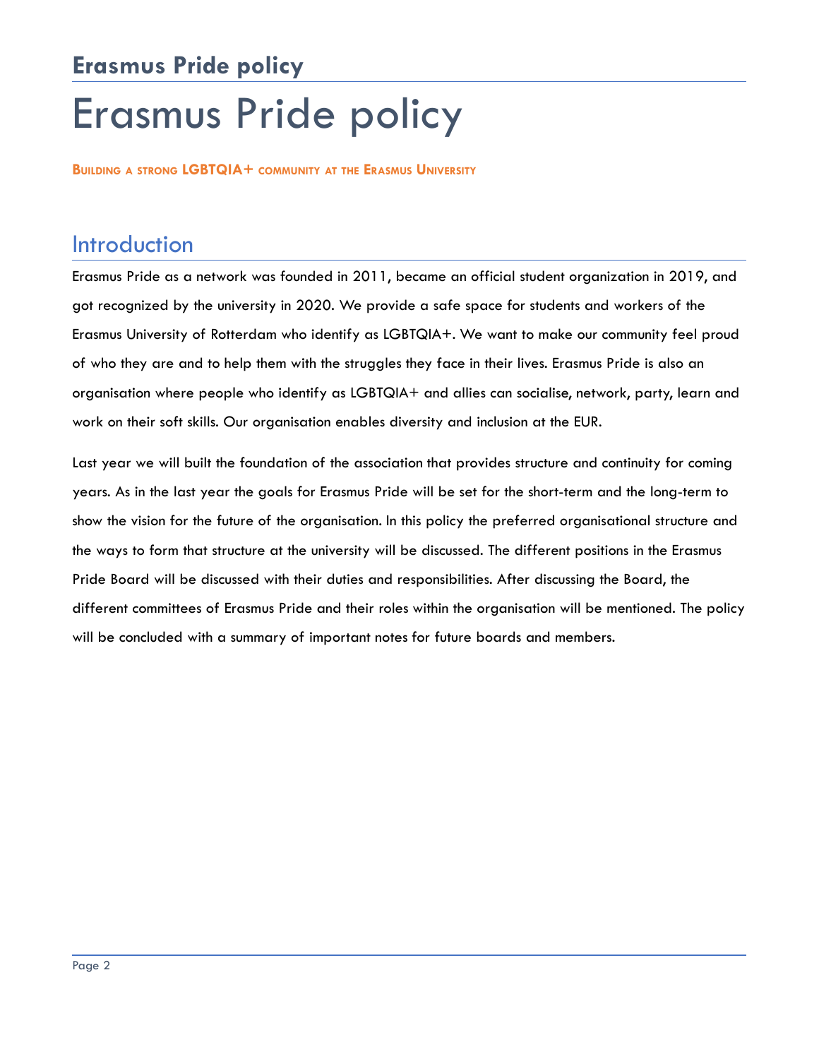# Erasmus Pride policy

**BUILDING A STRONG LGBTQIA+ COMMUNITY AT THE ERASMUS UNIVERSITY**

## Introduction

Erasmus Pride as a network was founded in 2011, became an official student organization in 2019, and got recognized by the university in 2020. We provide a safe space for students and workers of the Erasmus University of Rotterdam who identify as LGBTQIA+. We want to make our community feel proud of who they are and to help them with the struggles they face in their lives. Erasmus Pride is also an organisation where people who identify as LGBTQIA+ and allies can socialise, network, party, learn and work on their soft skills. Our organisation enables diversity and inclusion at the EUR.

Last year we will built the foundation of the association that provides structure and continuity for coming years. As in the last year the goals for Erasmus Pride will be set for the short-term and the long-term to show the vision for the future of the organisation. In this policy the preferred organisational structure and the ways to form that structure at the university will be discussed. The different positions in the Erasmus Pride Board will be discussed with their duties and responsibilities. After discussing the Board, the different committees of Erasmus Pride and their roles within the organisation will be mentioned. The policy will be concluded with a summary of important notes for future boards and members.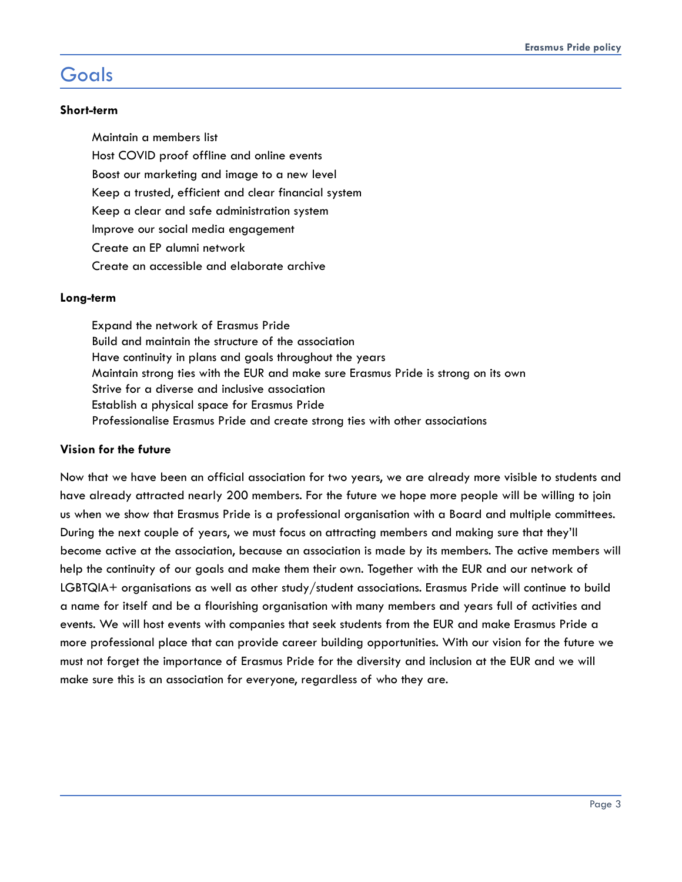# Goals

**Short-term**

- Maintain a members list
- Host COVID proof offline and online events
- Boost our marketing and image to a new level
- Keep a trusted, efficient and clear financial system
- Keep a clear and safe administration system
- Improve our social media engagement
- Create an EP alumni network
- Create an accessible and elaborate archive

**Long-term**

- Expand the network of Erasmus Pride
- Build and maintain the structure of the association
- Have continuity in plans and goals throughout the years
- Maintain strong ties with the EUR and make sure Erasmus Pride is strong on its own
- Strive for a diverse and inclusive association
- Establish a physical space for Erasmus Pride
- Professionalise Erasmus Pride and create strong ties with other associations

**Vision for the future**

Now that we have been an official association for two years, we are already more visible to students and have already attracted nearly 200 members. For the future we hope more people will be willing to join us when we show that Erasmus Pride is a professional organisation with a Board and multiple committees. During the next couple of years, we must focus on attracting members and making sure that they'll become active at the association, because an association is made by its members. The active members will help the continuity of our goals and make them their own. Together with the EUR and our network of LGBTQIA+ organisations as well as other study/student associations. Erasmus Pride will continue to build a name for itself and be a flourishing organisation with many members and years full of activities and events. We will host events with companies that seek students from the EUR and make Erasmus Pride a more professional place that can provide career building opportunities. With our vision for the future we must not forget the importance of Erasmus Pride for the diversity and inclusion at the EUR and we will make sure this is an association for everyone, regardless of who they are.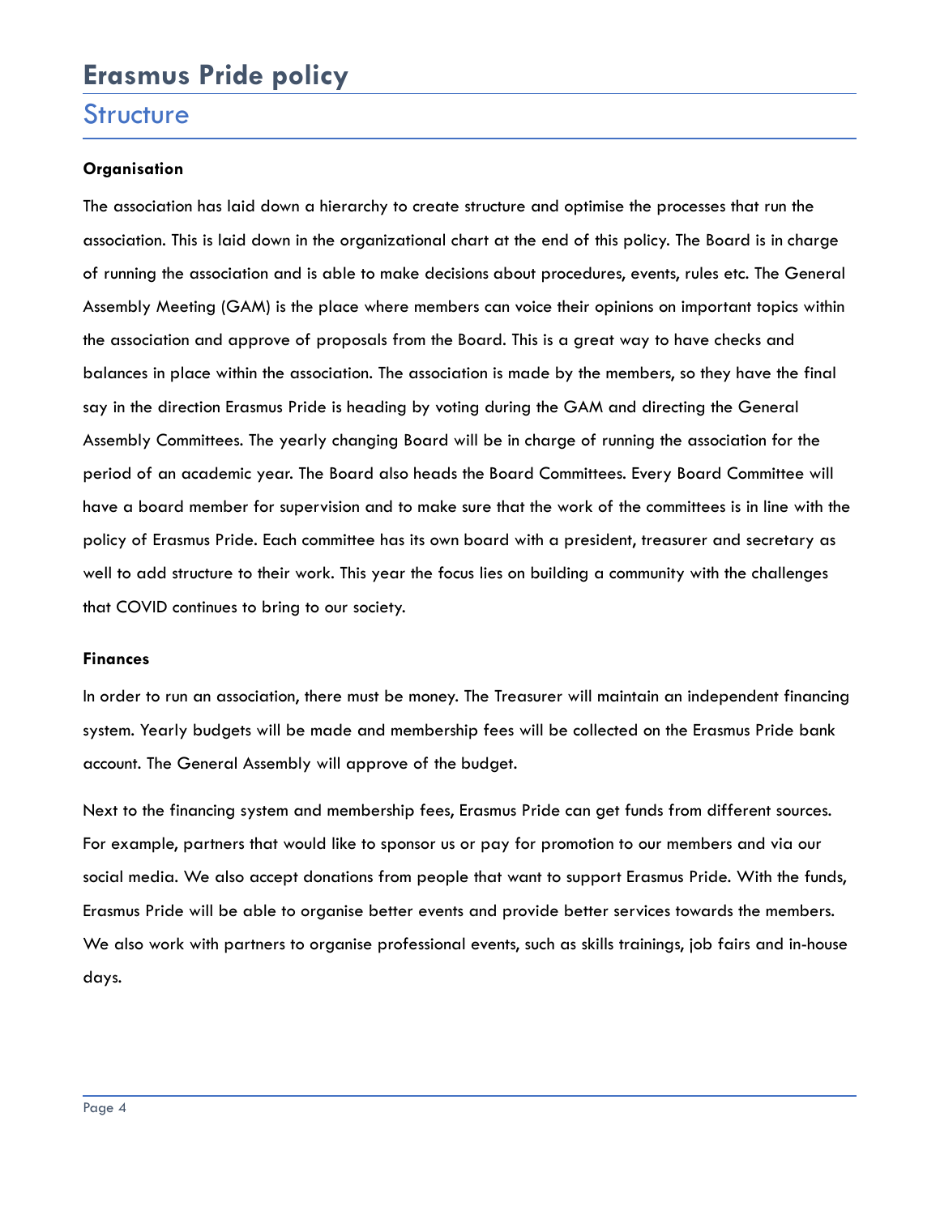# Erasmus Pride policy

## Structure

**Organisation**

The association has laid down a hierarchy to create structure and optimise the processes that run the association. This is laid down in the organizational chart at the end of this policy. The Board is in charge of running the association and is able to make decisions about procedures, events, rules etc. The General Assembly Meeting (GAM) is the place where members can voice their opinions on important topics within the association and approve of proposals from the Board. This is a great way to have checks and balances in place within the association. The association is made by the members, so they have the final say in the direction Erasmus Pride is heading by voting during the GAM and directing the General Assembly Committees. The yearly changing Board will be in charge of running the association for the period of an academic year. The Board also heads the Board Committees. Every Board Committee will have a board member for supervision and to make sure that the work of the committees is in line with the policy of Erasmus Pride. Each committee has its own board with a president, treasurer and secretary as well to add structure to their work. This year the focus lies on building a community with the challenges that COVID continues to bring to our society.

**Finances**

In order to run an association, there must be money. The Treasurer will maintain an independent financing system. Yearly budgets will be made and membership fees will be collected on the Erasmus Pride bank account. The General Assembly will approve of the budget.

Next to the financing system and membership fees, Erasmus Pride can get funds from different sources. For example, partners that would like to sponsor us or pay for promotion to our members and via our social media. We also accept donations from people that want to support Erasmus Pride. With the funds, Erasmus Pride will be able to organise better events and provide better services towards the members. We also work with partners to organise professional events, such as skills trainings, job fairs and in-house days.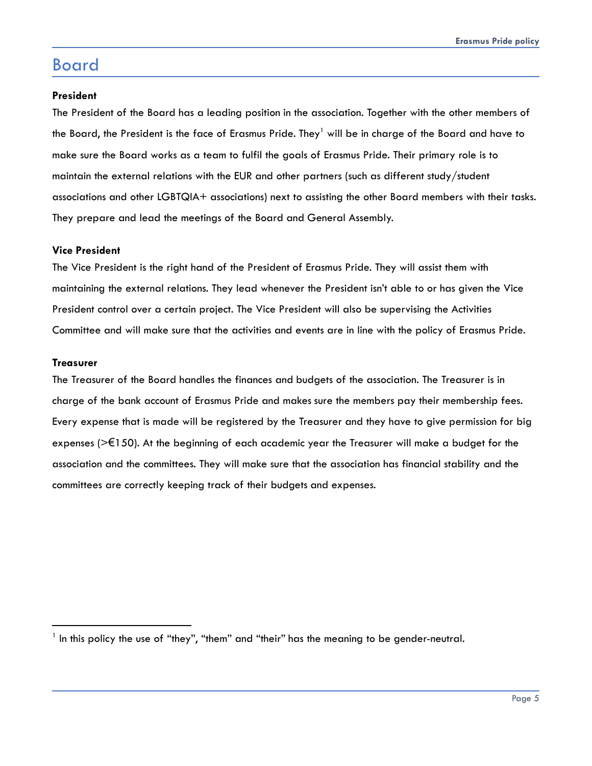# Board

**President**

The President of the Board has a leading position in the association. Together with the other members of the Board, the President is the face of Erasmus Pride. They[1] will be in charge of the Board and have to make sure the Board works as a team to fulfil the goals of Erasmus Pride. Their primary role is to maintain the external relations with the EUR and other partners (such as different study/student associations and other LGBTQIA+ associations) next to assisting the other Board members with their tasks. They prepare and lead the meetings of the Board and General Assembly.

**Vice President**

The Vice President is the right hand of the President of Erasmus Pride. They will assist them with maintaining the external relations. They lead whenever the President isn't able to or has given the Vice President control over a certain project. The Vice President will also be supervising the Activities Committee and will make sure that the activities and events are in line with the policy of Erasmus Pride.

**Treasurer**

The Treasurer of the Board handles the finances and budgets of the association. The Treasurer is in charge of the bank account of Erasmus Pride and makes sure the members pay their membership fees. Every expense that is made will be registered by the Treasurer and they have to give permission for big expenses (>€150). At the beginning of each academic year the Treasurer will make a budget for the association and the committees. They will make sure that the association has financial stability and the committees are correctly keeping track of their budgets and expenses.

[1] In this policy the use of "they", "them" and "their" has the meaning to be gender-neutral.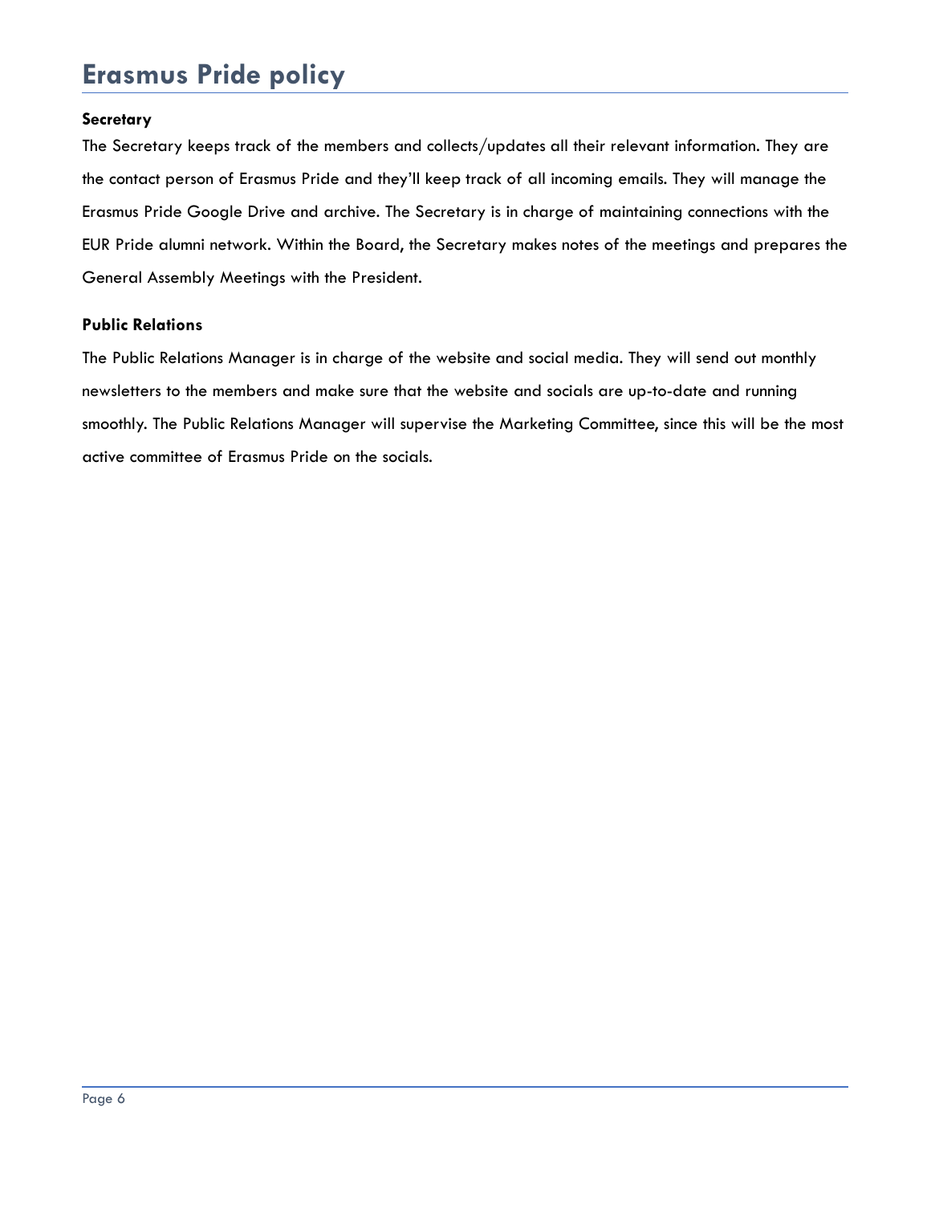# Erasmus Pride policy

**Secretary**

The Secretary keeps track of the members and collects/updates all their relevant information. They are the contact person of Erasmus Pride and they'll keep track of all incoming emails. They will manage the Erasmus Pride Google Drive and archive. The Secretary is in charge of maintaining connections with the EUR Pride alumni network. Within the Board, the Secretary makes notes of the meetings and prepares the General Assembly Meetings with the President.

**Public Relations**

The Public Relations Manager is in charge of the website and social media. They will send out monthly newsletters to the members and make sure that the website and socials are up-to-date and running smoothly. The Public Relations Manager will supervise the Marketing Committee, since this will be the most active committee of Erasmus Pride on the socials.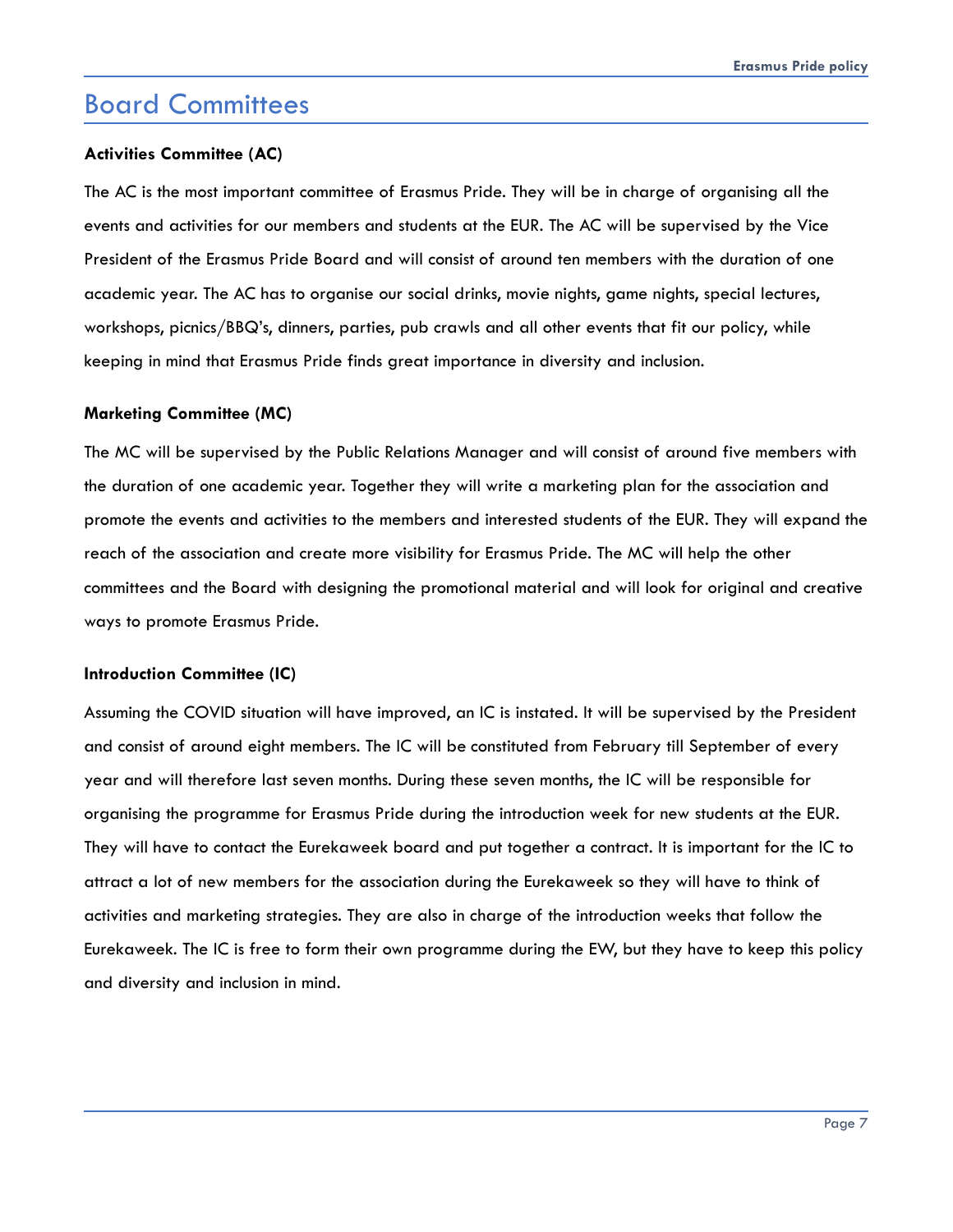# Board Committees

**Activities Committee (AC)**

The AC is the most important committee of Erasmus Pride. They will be in charge of organising all the events and activities for our members and students at the EUR. The AC will be supervised by the Vice President of the Erasmus Pride Board and will consist of around ten members with the duration of one academic year. The AC has to organise our social drinks, movie nights, game nights, special lectures, workshops, picnics/BBQ's, dinners, parties, pub crawls and all other events that fit our policy, while keeping in mind that Erasmus Pride finds great importance in diversity and inclusion.

**Marketing Committee (MC)**

The MC will be supervised by the Public Relations Manager and will consist of around five members with the duration of one academic year. Together they will write a marketing plan for the association and promote the events and activities to the members and interested students of the EUR. They will expand the reach of the association and create more visibility for Erasmus Pride. The MC will help the other committees and the Board with designing the promotional material and will look for original and creative ways to promote Erasmus Pride.

**Introduction Committee (IC)**

Assuming the COVID situation will have improved, an IC is instated. It will be supervised by the President and consist of around eight members. The IC will be constituted from February till September of every year and will therefore last seven months. During these seven months, the IC will be responsible for organising the programme for Erasmus Pride during the introduction week for new students at the EUR. They will have to contact the Eurekaweek board and put together a contract. It is important for the IC to attract a lot of new members for the association during the Eurekaweek so they will have to think of activities and marketing strategies. They are also in charge of the introduction weeks that follow the Eurekaweek. The IC is free to form their own programme during the EW, but they have to keep this policy and diversity and inclusion in mind.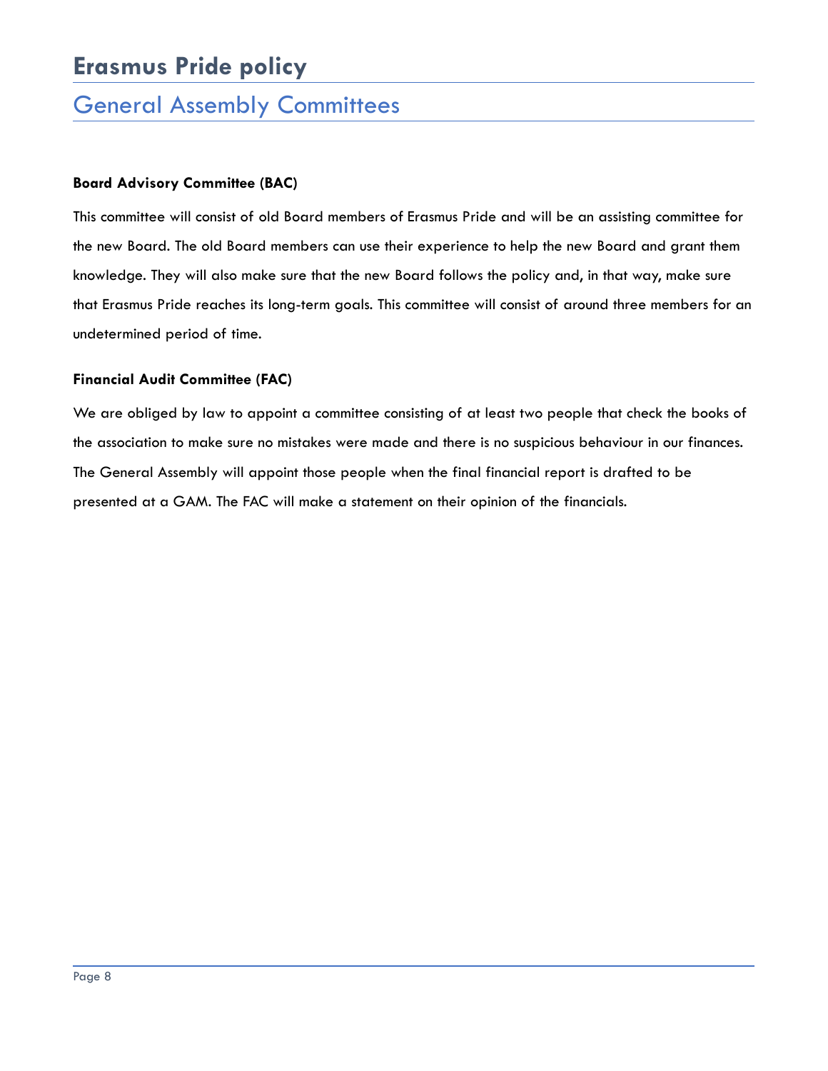# Erasmus Pride policy

## General Assembly Committees

**Board Advisory Committee (BAC)**

This committee will consist of old Board members of Erasmus Pride and will be an assisting committee for the new Board. The old Board members can use their experience to help the new Board and grant them knowledge. They will also make sure that the new Board follows the policy and, in that way, make sure that Erasmus Pride reaches its long-term goals. This committee will consist of around three members for an undetermined period of time.

**Financial Audit Committee (FAC)**

We are obliged by law to appoint a committee consisting of at least two people that check the books of the association to make sure no mistakes were made and there is no suspicious behaviour in our finances. The General Assembly will appoint those people when the final financial report is drafted to be presented at a GAM. The FAC will make a statement on their opinion of the financials.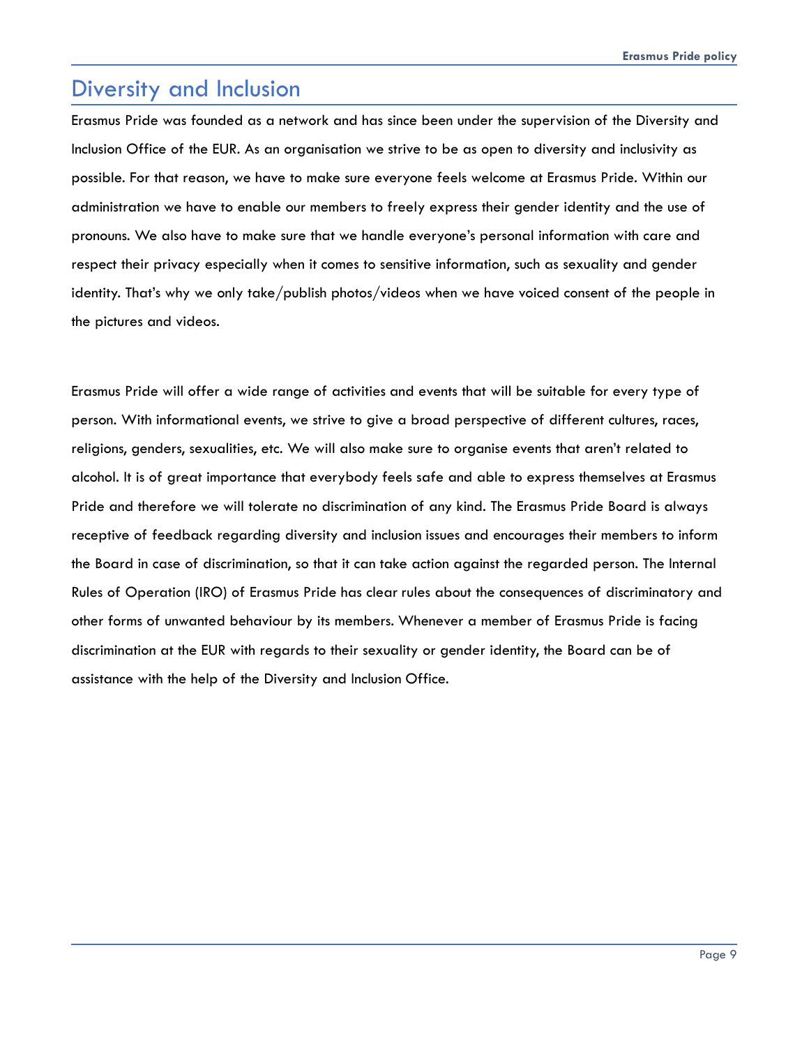# Diversity and Inclusion

Erasmus Pride was founded as a network and has since been under the supervision of the Diversity and Inclusion Office of the EUR. As an organisation we strive to be as open to diversity and inclusivity as possible. For that reason, we have to make sure everyone feels welcome at Erasmus Pride. Within our administration we have to enable our members to freely express their gender identity and the use of pronouns. We also have to make sure that we handle everyone's personal information with care and respect their privacy especially when it comes to sensitive information, such as sexuality and gender identity. That's why we only take/publish photos/videos when we have voiced consent of the people in the pictures and videos.

Erasmus Pride will offer a wide range of activities and events that will be suitable for every type of person. With informational events, we strive to give a broad perspective of different cultures, races, religions, genders, sexualities, etc. We will also make sure to organise events that aren't related to alcohol. It is of great importance that everybody feels safe and able to express themselves at Erasmus Pride and therefore we will tolerate no discrimination of any kind. The Erasmus Pride Board is always receptive of feedback regarding diversity and inclusion issues and encourages their members to inform the Board in case of discrimination, so that it can take action against the regarded person. The Internal Rules of Operation (IRO) of Erasmus Pride has clear rules about the consequences of discriminatory and other forms of unwanted behaviour by its members. Whenever a member of Erasmus Pride is facing discrimination at the EUR with regards to their sexuality or gender identity, the Board can be of assistance with the help of the Diversity and Inclusion Office.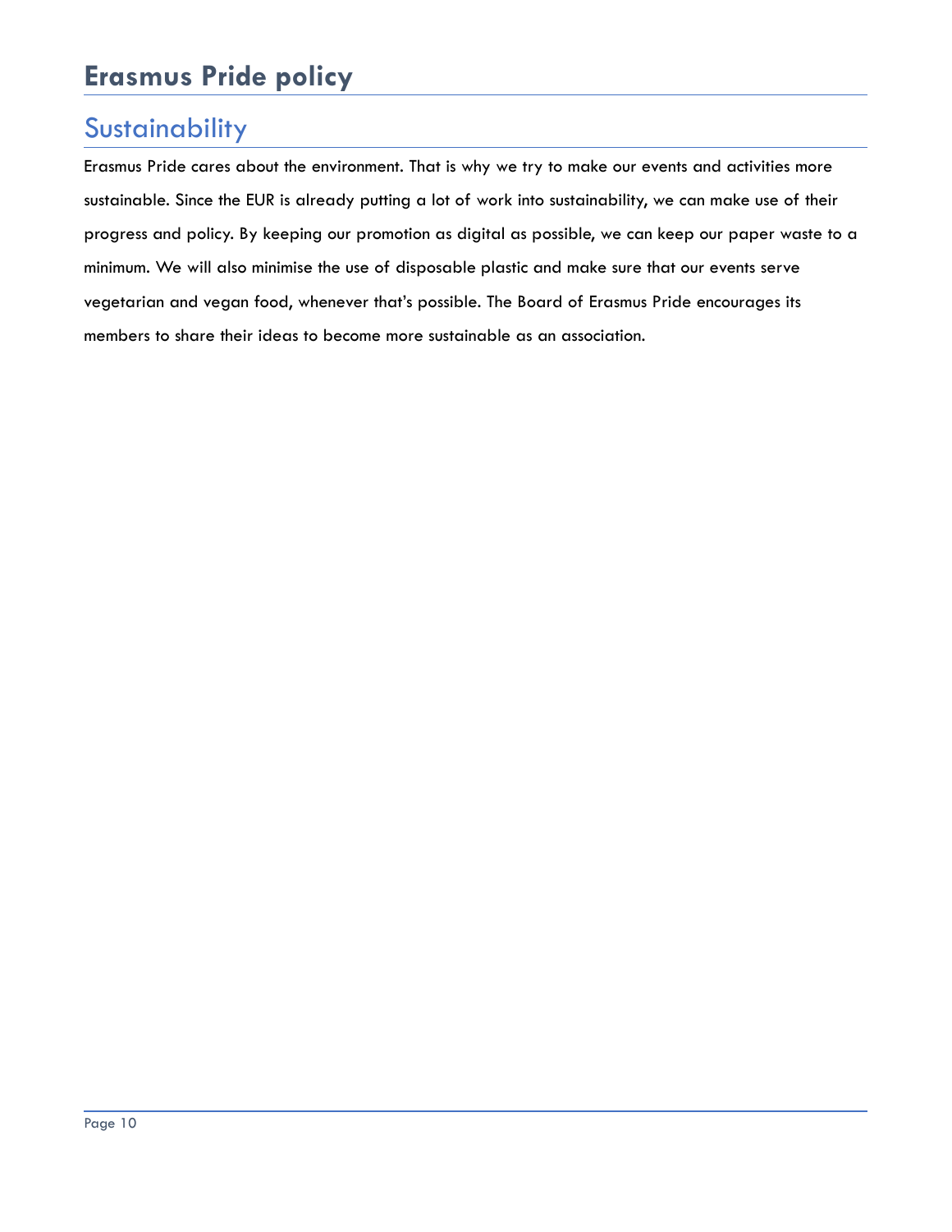# Erasmus Pride policy

## Sustainability

Erasmus Pride cares about the environment. That is why we try to make our events and activities more sustainable. Since the EUR is already putting a lot of work into sustainability, we can make use of their progress and policy. By keeping our promotion as digital as possible, we can keep our paper waste to a minimum. We will also minimise the use of disposable plastic and make sure that our events serve vegetarian and vegan food, whenever that's possible. The Board of Erasmus Pride encourages its members to share their ideas to become more sustainable as an association.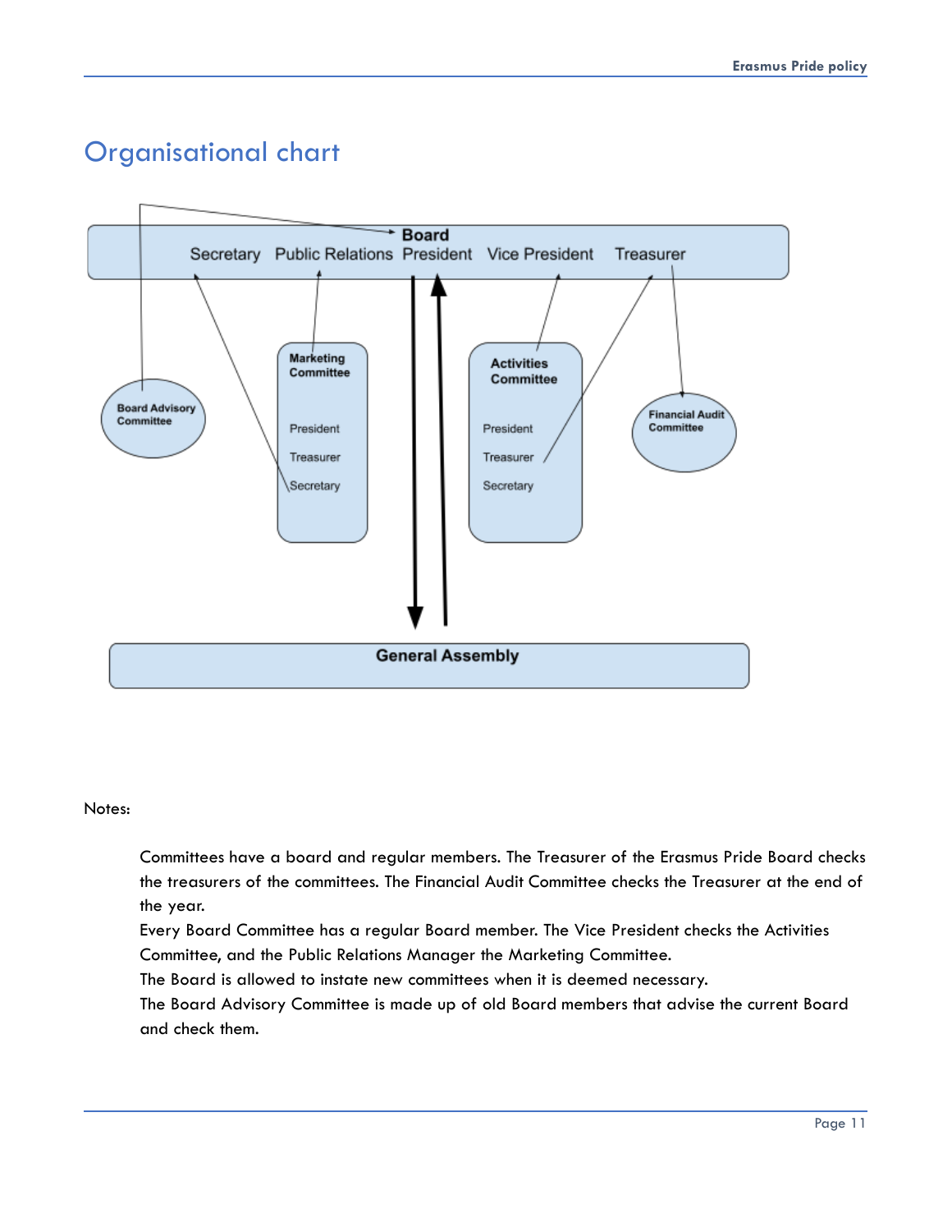# Organisational chart

Board

Secretary Public Relations President Vice President Treasurer

Board Advisory Committee

Marketing Committee

President

Treasurer

Secretary

Activities Committee

President

Treasurer

Secretary

Financial Audit Committee

General Assembly

Notes:

Committees have a board and regular members. The Treasurer of the Erasmus Pride Board checks the treasurers of the committees. The Financial Audit Committee checks the Treasurer at the end of the year.

Every Board Committee has a regular Board member. The Vice President checks the Activities Committee, and the Public Relations Manager the Marketing Committee.

The Board is allowed to instate new committees when it is deemed necessary.

The Board Advisory Committee is made up of old Board members that advise the current Board and check them.